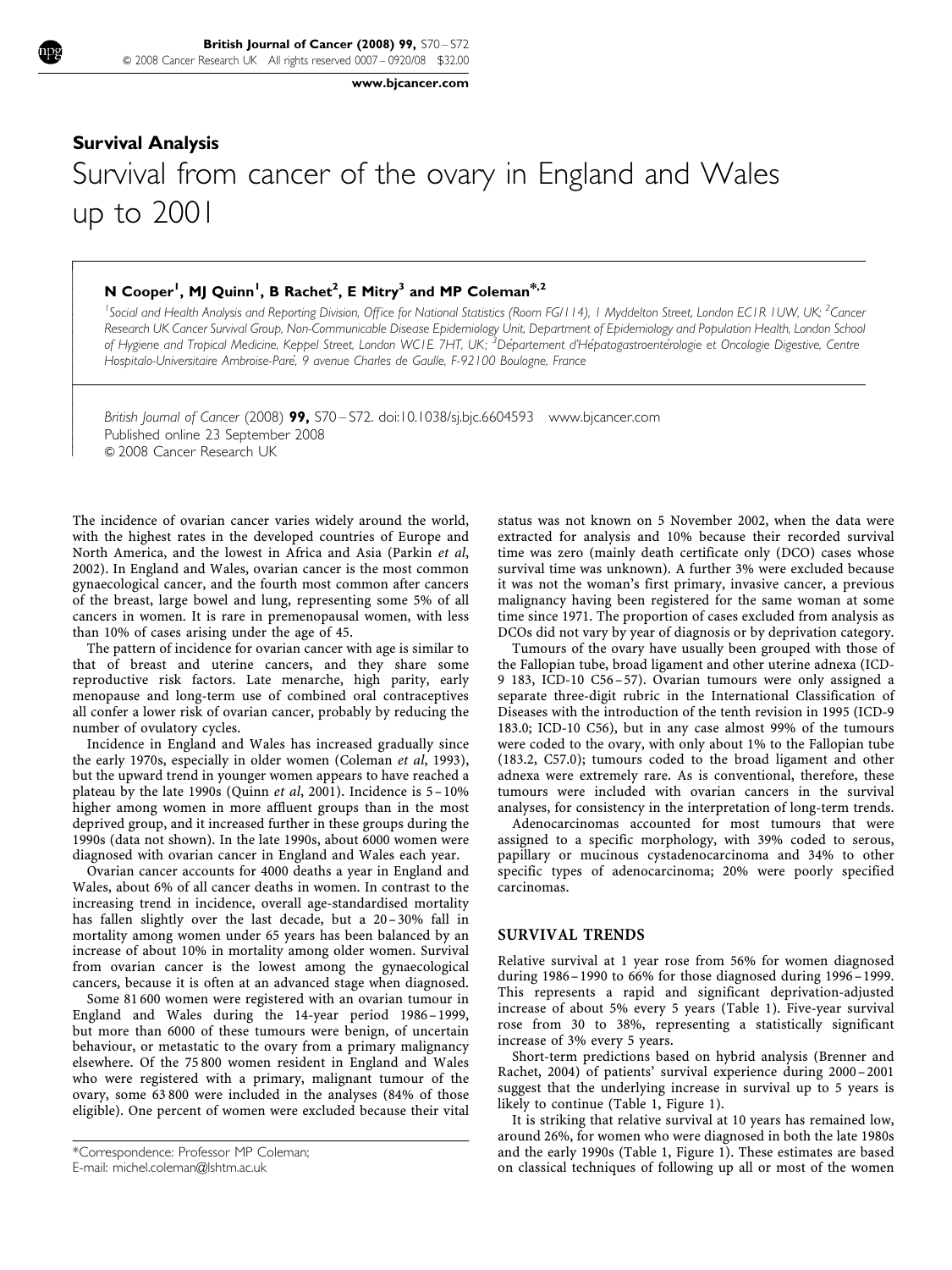## Survival Analysis

# Survival from cancer of the ovary in England and Wales up to 2001

**N Cooper[1], MJ Quinn[1], B Rachet[2], E Mitry[3] and MP Coleman[*,2]**

[1]Social and Health Analysis and Reporting Division, Office for National Statistics (Room FG/114), 1 Myddelton Street, London EC1R 1UW, UK; [2]Cancer Research UK Cancer Survival Group, Non-Communicable Disease Epidemiology Unit, Department of Epidemiology and Population Health, London School of Hygiene and Tropical Medicine, Keppel Street, London WC1E 7HT, UK; [3]Département d'Hépatogastroentérologie et Oncologie Digestive, Centre Hospitalo-Universitaire Ambroise-Paré, 9 avenue Charles de Gaulle, F-92100 Boulogne, France

*British Journal of Cancer* (2008) **99,** S70 – S72. doi:10.1038/sj.bjc.6604593 www.bjcancer.com
Published online 23 September 2008
© 2008 Cancer Research UK

The incidence of ovarian cancer varies widely around the world, with the highest rates in the developed countries of Europe and North America, and the lowest in Africa and Asia (Parkin *et al*, 2002). In England and Wales, ovarian cancer is the most common gynaecological cancer, and the fourth most common after cancers of the breast, large bowel and lung, representing some 5% of all cancers in women. It is rare in premenopausal women, with less than 10% of cases arising under the age of 45.

The pattern of incidence for ovarian cancer with age is similar to that of breast and uterine cancers, and they share some reproductive risk factors. Late menarche, high parity, early menopause and long-term use of combined oral contraceptives all confer a lower risk of ovarian cancer, probably by reducing the number of ovulatory cycles.

Incidence in England and Wales has increased gradually since the early 1970s, especially in older women (Coleman *et al*, 1993), but the upward trend in younger women appears to have reached a plateau by the late 1990s (Quinn *et al*, 2001). Incidence is 5 – 10% higher among women in more affluent groups than in the most deprived group, and it increased further in these groups during the 1990s (data not shown). In the late 1990s, about 6000 women were diagnosed with ovarian cancer in England and Wales each year.

Ovarian cancer accounts for 4000 deaths a year in England and Wales, about 6% of all cancer deaths in women. In contrast to the increasing trend in incidence, overall age-standardised mortality has fallen slightly over the last decade, but a 20 – 30% fall in mortality among women under 65 years has been balanced by an increase of about 10% in mortality among older women. Survival from ovarian cancer is the lowest among the gynaecological cancers, because it is often at an advanced stage when diagnosed.

Some 81 600 women were registered with an ovarian tumour in England and Wales during the 14-year period 1986 – 1999, but more than 6000 of these tumours were benign, of uncertain behaviour, or metastatic to the ovary from a primary malignancy elsewhere. Of the 75 800 women resident in England and Wales who were registered with a primary, malignant tumour of the ovary, some 63 800 were included in the analyses (84% of those eligible). One percent of women were excluded because their vital status was not known on 5 November 2002, when the data were extracted for analysis and 10% because their recorded survival time was zero (mainly death certificate only (DCO) cases whose survival time was unknown). A further 3% were excluded because it was not the woman's first primary, invasive cancer, a previous malignancy having been registered for the same woman at some time since 1971. The proportion of cases excluded from analysis as DCOs did not vary by year of diagnosis or by deprivation category.

Tumours of the ovary have usually been grouped with those of the Fallopian tube, broad ligament and other uterine adnexa (ICD-9 183, ICD-10 C56 – 57). Ovarian tumours were only assigned a separate three-digit rubric in the International Classification of Diseases with the introduction of the tenth revision in 1995 (ICD-9 183.0; ICD-10 C56), but in any case almost 99% of the tumours were coded to the ovary, with only about 1% to the Fallopian tube (183.2, C57.0); tumours coded to the broad ligament and other adnexa were extremely rare. As is conventional, therefore, these tumours were included with ovarian cancers in the survival analyses, for consistency in the interpretation of long-term trends.

Adenocarcinomas accounted for most tumours that were assigned to a specific morphology, with 39% coded to serous, papillary or mucinous cystadenocarcinoma and 34% to other specific types of adenocarcinoma; 20% were poorly specified carcinomas.

## SURVIVAL TRENDS

Relative survival at 1 year rose from 56% for women diagnosed during 1986 – 1990 to 66% for those diagnosed during 1996 – 1999. This represents a rapid and significant deprivation-adjusted increase of about 5% every 5 years (Table 1). Five-year survival rose from 30 to 38%, representing a statistically significant increase of 3% every 5 years.

Short-term predictions based on hybrid analysis (Brenner and Rachet, 2004) of patients' survival experience during 2000 – 2001 suggest that the underlying increase in survival up to 5 years is likely to continue (Table 1, Figure 1).

It is striking that relative survival at 10 years has remained low, around 26%, for women who were diagnosed in both the late 1980s and the early 1990s (Table 1, Figure 1). These estimates are based on classical techniques of following up all or most of the women

*Correspondence: Professor MP Coleman;
E-mail: michel.coleman@lshtm.ac.uk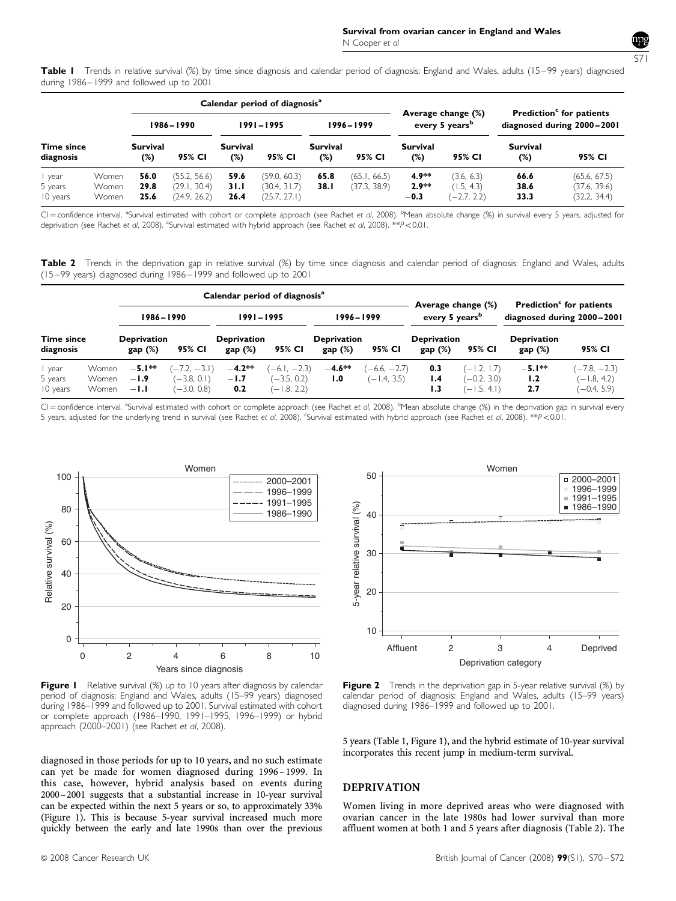**Table 1** Trends in relative survival (%) by time since diagnosis and calendar period of diagnosis: England and Wales, adults (15–99 years) diagnosed during 1986–1999 and followed up to 2001

| Time since diagnosis | | Calendar period of diagnosis[a] | | | | | | Average change (%) every 5 years[b] | | Prediction[c] for patients diagnosed during 2000–2001 | |
|---|---|---|---|---|---|---|---|---|---|---|---|
| | | 1986–1990 | | 1991–1995 | | 1996–1999 | | | | | |
| | | Survival (%) | 95% CI | Survival (%) | 95% CI | Survival (%) | 95% CI | Survival (%) | 95% CI | Survival (%) | 95% CI |
| 1 year | Women | **56.0** | (55.2, 56.6) | **59.6** | (59.0, 60.3) | **65.8** | (65.1, 66.5) | **4.9**** | (3.6, 6.3) | **66.6** | (65.6, 67.5) |
| 5 years | Women | **29.8** | (29.1, 30.4) | **31.1** | (30.4, 31.7) | **38.1** | (37.3, 38.9) | **2.9**** | (1.5, 4.3) | **38.6** | (37.6, 39.6) |
| 10 years | Women | **25.6** | (24.9, 26.2) | **26.4** | (25.7, 27.1) | | | **−0.3** | (−2.7, 2.2) | **33.3** | (32.2, 34.4) |

CI = confidence interval. [a]Survival estimated with cohort or complete approach (see Rachet *et al*, 2008). [b]Mean absolute change (%) in survival every 5 years, adjusted for deprivation (see Rachet *et al*, 2008). [c]Survival estimated with hybrid approach (see Rachet *et al*, 2008). **$P<0.01$.

**Table 2** Trends in the deprivation gap in relative survival (%) by time since diagnosis and calendar period of diagnosis: England and Wales, adults (15–99 years) diagnosed during 1986–1999 and followed up to 2001

| Time since diagnosis | | Calendar period of diagnosis[a] | | | | | | Average change (%) every 5 years[b] | | Prediction[c] for patients diagnosed during 2000–2001 | |
|---|---|---|---|---|---|---|---|---|---|---|---|
| | | 1986–1990 | | 1991–1995 | | 1996–1999 | | | | | |
| | | Deprivation gap (%) | 95% CI | Deprivation gap (%) | 95% CI | Deprivation gap (%) | 95% CI | Deprivation gap (%) | 95% CI | Deprivation gap (%) | 95% CI |
| 1 year | Women | **−5.1**** | (−7.2, −3.1) | **−4.2**** | (−6.1, −2.3) | **−4.6**** | (−6.6, −2.7) | **0.3** | (−1.2, 1.7) | **−5.1**** | (−7.8, −2.3) |
| 5 years | Women | **−1.9** | (−3.8, 0.1) | **−1.7** | (−3.5, 0.2) | **1.0** | (−1.4, 3.5) | **1.4** | (−0.2, 3.0) | **1.2** | (−1.8, 4.2) |
| 10 years | Women | **−1.1** | (−3.0, 0.8) | **0.2** | (−1.8, 2.2) | | | **1.3** | (−1.5, 4.1) | **2.7** | (−0.4, 5.9) |

CI = confidence interval. [a]Survival estimated with cohort or complete approach (see Rachet *et al*, 2008). [b]Mean absolute change (%) in the deprivation gap in survival every 5 years, adjusted for the underlying trend in survival (see Rachet *et al*, 2008). [c]Survival estimated with hybrid approach (see Rachet *et al*, 2008). **$P<0.01$.

**Figure 1** Relative survival (%) up to 10 years after diagnosis by calendar period of diagnosis: England and Wales, adults (15–99 years) diagnosed during 1986–1999 and followed up to 2001. Survival estimated with cohort or complete approach (1986–1990, 1991–1995, 1996–1999) or hybrid approach (2000–2001) (see Rachet *et al*, 2008).

**Figure 2** Trends in the deprivation gap in 5-year relative survival (%) by calendar period of diagnosis: England and Wales, adults (15–99 years) diagnosed during 1986–1999 and followed up to 2001.

diagnosed in those periods for up to 10 years, and no such estimate can yet be made for women diagnosed during 1996–1999. In this case, however, hybrid analysis based on events during 2000–2001 suggests that a substantial increase in 10-year survival can be expected within the next 5 years or so, to approximately 33% (Figure 1). This is because 5-year survival increased much more quickly between the early and late 1990s than over the previous 5 years (Table 1, Figure 1), and the hybrid estimate of 10-year survival incorporates this recent jump in medium-term survival.

## DEPRIVATION

Women living in more deprived areas who were diagnosed with ovarian cancer in the late 1980s had lower survival than more affluent women at both 1 and 5 years after diagnosis (Table 2). The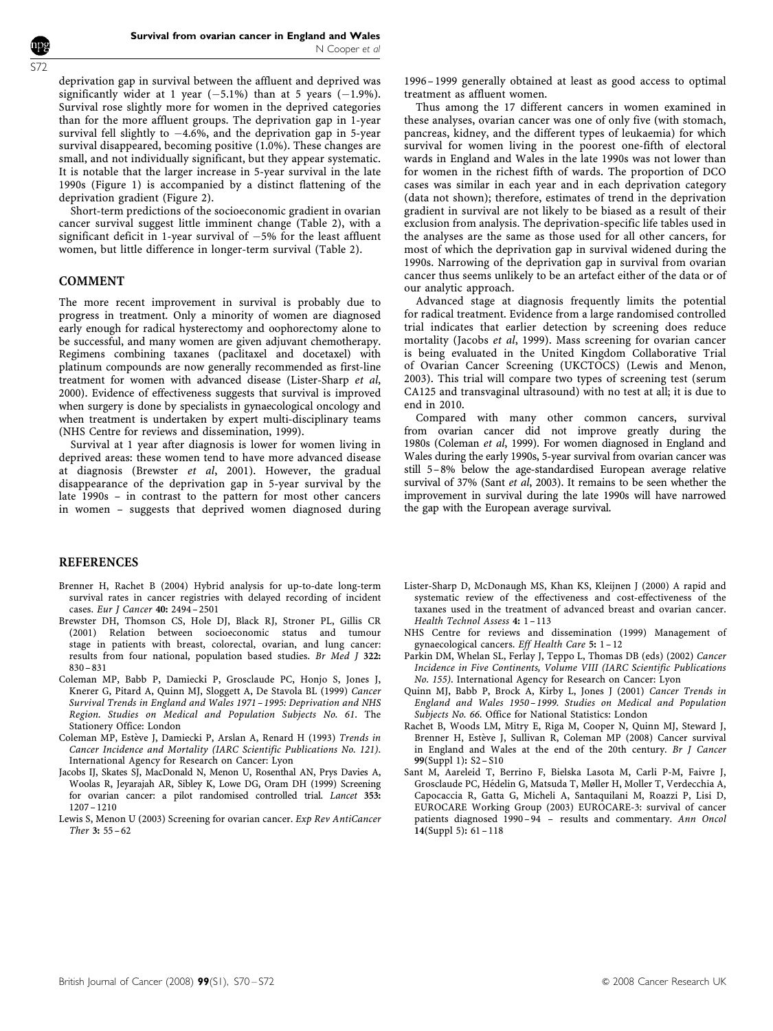deprivation gap in survival between the affluent and deprived was significantly wider at 1 year (−5.1%) than at 5 years (−1.9%). Survival rose slightly more for women in the deprived categories than for the more affluent groups. The deprivation gap in 1-year survival fell slightly to −4.6%, and the deprivation gap in 5-year survival disappeared, becoming positive (1.0%). These changes are small, and not individually significant, but they appear systematic. It is notable that the larger increase in 5-year survival in the late 1990s (Figure 1) is accompanied by a distinct flattening of the deprivation gradient (Figure 2).

Short-term predictions of the socioeconomic gradient in ovarian cancer survival suggest little imminent change (Table 2), with a significant deficit in 1-year survival of −5% for the least affluent women, but little difference in longer-term survival (Table 2).

## COMMENT

The more recent improvement in survival is probably due to progress in treatment. Only a minority of women are diagnosed early enough for radical hysterectomy and oophorectomy alone to be successful, and many women are given adjuvant chemotherapy. Regimens combining taxanes (paclitaxel and docetaxel) with platinum compounds are now generally recommended as first-line treatment for women with advanced disease (Lister-Sharp *et al*, 2000). Evidence of effectiveness suggests that survival is improved when surgery is done by specialists in gynaecological oncology and when treatment is undertaken by expert multi-disciplinary teams (NHS Centre for reviews and dissemination, 1999).

Survival at 1 year after diagnosis is lower for women living in deprived areas: these women tend to have more advanced disease at diagnosis (Brewster *et al*, 2001). However, the gradual disappearance of the deprivation gap in 5-year survival by the late 1990s – in contrast to the pattern for most other cancers in women – suggests that deprived women diagnosed during 1996–1999 generally obtained at least as good access to optimal treatment as affluent women.

Thus among the 17 different cancers in women examined in these analyses, ovarian cancer was one of only five (with stomach, pancreas, kidney, and the different types of leukaemia) for which survival for women living in the poorest one-fifth of electoral wards in England and Wales in the late 1990s was not lower than for women in the richest fifth of wards. The proportion of DCO cases was similar in each year and in each deprivation category (data not shown); therefore, estimates of trend in the deprivation gradient in survival are not likely to be biased as a result of their exclusion from analysis. The deprivation-specific life tables used in the analyses are the same as those used for all other cancers, for most of which the deprivation gap in survival widened during the 1990s. Narrowing of the deprivation gap in survival from ovarian cancer thus seems unlikely to be an artefact either of the data or of our analytic approach.

Advanced stage at diagnosis frequently limits the potential for radical treatment. Evidence from a large randomised controlled trial indicates that earlier detection by screening does reduce mortality (Jacobs *et al*, 1999). Mass screening for ovarian cancer is being evaluated in the United Kingdom Collaborative Trial of Ovarian Cancer Screening (UKCTOCS) (Lewis and Menon, 2003). This trial will compare two types of screening test (serum CA125 and transvaginal ultrasound) with no test at all; it is due to end in 2010.

Compared with many other common cancers, survival from ovarian cancer did not improve greatly during the 1980s (Coleman *et al*, 1999). For women diagnosed in England and Wales during the early 1990s, 5-year survival from ovarian cancer was still 5–8% below the age-standardised European average relative survival of 37% (Sant *et al*, 2003). It remains to be seen whether the improvement in survival during the late 1990s will have narrowed the gap with the European average survival.

## REFERENCES

Brenner H, Rachet B (2004) Hybrid analysis for up-to-date long-term survival rates in cancer registries with delayed recording of incident cases. *Eur J Cancer* **40:** 2494–2501

Brewster DH, Thomson CS, Hole DJ, Black RJ, Stroner PL, Gillis CR (2001) Relation between socioeconomic status and tumour stage in patients with breast, colorectal, ovarian, and lung cancer: results from four national, population based studies. *Br Med J* **322:** 830–831

Coleman MP, Babb P, Damiecki P, Grosclaude PC, Honjo S, Jones J, Knerer G, Pitard A, Quinn MJ, Sloggett A, De Stavola BL (1999) *Cancer Survival Trends in England and Wales 1971–1995: Deprivation and NHS Region. Studies on Medical and Population Subjects No. 61*. The Stationery Office: London

Coleman MP, Estève J, Damiecki P, Arslan A, Renard H (1993) *Trends in Cancer Incidence and Mortality (IARC Scientific Publications No. 121)*. International Agency for Research on Cancer: Lyon

Jacobs IJ, Skates SJ, MacDonald N, Menon U, Rosenthal AN, Prys Davies A, Woolas R, Jeyarajah AR, Sibley K, Lowe DG, Oram DH (1999) Screening for ovarian cancer: a pilot randomised controlled trial. *Lancet* **353:** 1207–1210

Lewis S, Menon U (2003) Screening for ovarian cancer. *Exp Rev AntiCancer Ther* **3:** 55–62

Lister-Sharp D, McDonaugh MS, Khan KS, Kleijnen J (2000) A rapid and systematic review of the effectiveness and cost-effectiveness of the taxanes used in the treatment of advanced breast and ovarian cancer. *Health Technol Assess* **4:** 1–113

NHS Centre for reviews and dissemination (1999) Management of gynaecological cancers. *Eff Health Care* **5:** 1–12

Parkin DM, Whelan SL, Ferlay J, Teppo L, Thomas DB (eds) (2002) *Cancer Incidence in Five Continents, Volume VIII (IARC Scientific Publications No. 155)*. International Agency for Research on Cancer: Lyon

Quinn MJ, Babb P, Brock A, Kirby L, Jones J (2001) *Cancer Trends in England and Wales 1950–1999. Studies on Medical and Population Subjects No. 66*. Office for National Statistics: London

Rachet B, Woods LM, Mitry E, Riga M, Cooper N, Quinn MJ, Steward J, Brenner H, Estève J, Sullivan R, Coleman MP (2008) Cancer survival in England and Wales at the end of the 20th century. *Br J Cancer* **99**(Suppl 1)**:** S2–S10

Sant M, Aareleid T, Berrino F, Bielska Lasota M, Carli P-M, Faivre J, Grosclaude PC, Hédelin G, Matsuda T, Møller H, Moller T, Verdecchia A, Capocaccia R, Gatta G, Micheli A, Santaquilani M, Roazzi P, Lisi D, EUROCARE Working Group (2003) EUROCARE-3: survival of cancer patients diagnosed 1990–94 – results and commentary. *Ann Oncol* **14**(Suppl 5)**:** 61–118